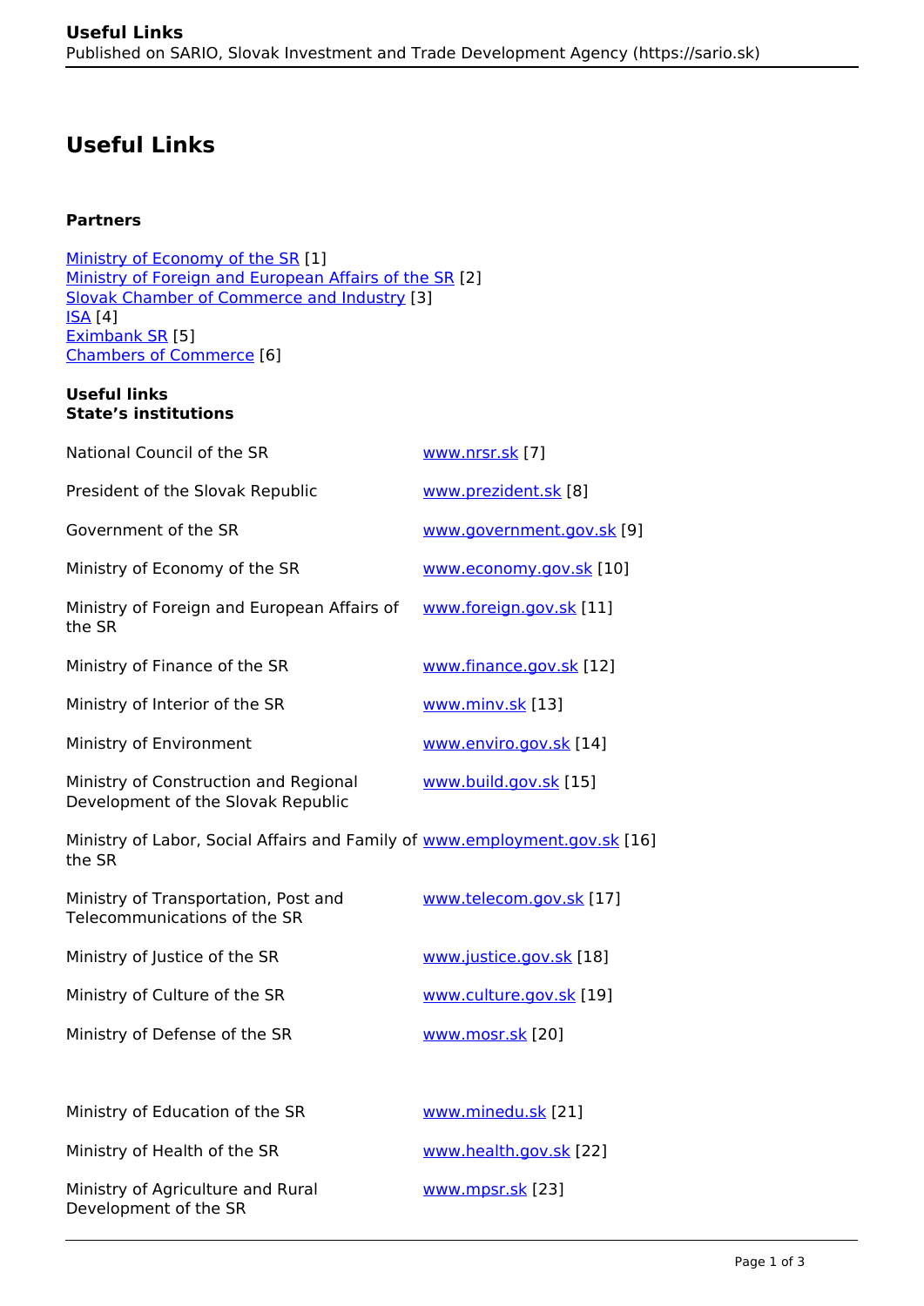# Useful Links

**Partners**

Ministry of Economy of the SR [1]
Ministry of Foreign and European Affairs of the SR [2]
Slovak Chamber of Commerce and Industry [3]
ISA [4]
Eximbank SR [5]
Chambers of Commerce [6]

**Useful links**
**State's institutions**

| | |
|---|---|
| National Council of the SR | www.nrsr.sk [7] |
| President of the Slovak Republic | www.prezident.sk [8] |
| Government of the SR | www.government.gov.sk [9] |
| Ministry of Economy of the SR | www.economy.gov.sk [10] |
| Ministry of Foreign and European Affairs of the SR | www.foreign.gov.sk [11] |
| Ministry of Finance of the SR | www.finance.gov.sk [12] |
| Ministry of Interior of the SR | www.minv.sk [13] |
| Ministry of Environment | www.enviro.gov.sk [14] |
| Ministry of Construction and Regional Development of the Slovak Republic | www.build.gov.sk [15] |
| Ministry of Labor, Social Affairs and Family of the SR | www.employment.gov.sk [16] |
| Ministry of Transportation, Post and Telecommunications of the SR | www.telecom.gov.sk [17] |
| Ministry of Justice of the SR | www.justice.gov.sk [18] |
| Ministry of Culture of the SR | www.culture.gov.sk [19] |
| Ministry of Defense of the SR | www.mosr.sk [20] |
| Ministry of Education of the SR | www.minedu.sk [21] |
| Ministry of Health of the SR | www.health.gov.sk [22] |
| Ministry of Agriculture and Rural Development of the SR | www.mpsr.sk [23] |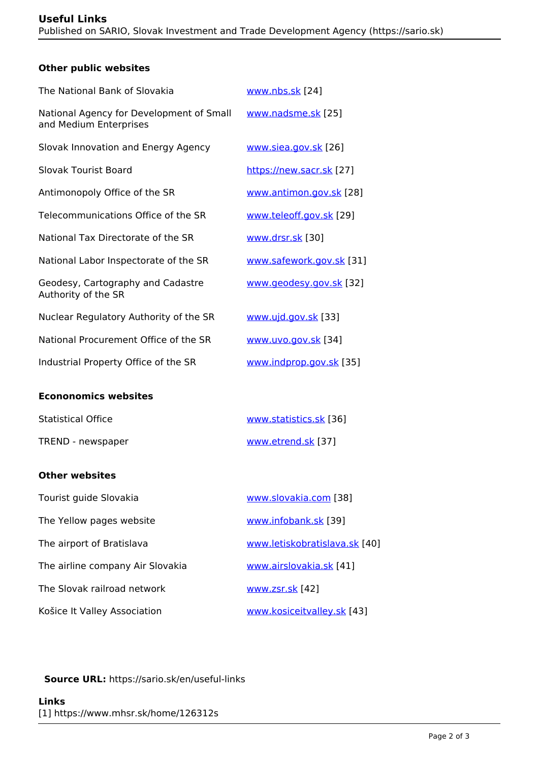### Other public websites

| | |
|---|---|
| The National Bank of Slovakia | www.nbs.sk [24] |
| National Agency for Development of Small and Medium Enterprises | www.nadsme.sk [25] |
| Slovak Innovation and Energy Agency | www.siea.gov.sk [26] |
| Slovak Tourist Board | https://new.sacr.sk [27] |
| Antimonopoly Office of the SR | www.antimon.gov.sk [28] |
| Telecommunications Office of the SR | www.teleoff.gov.sk [29] |
| National Tax Directorate of the SR | www.drsr.sk [30] |
| National Labor Inspectorate of the SR | www.safework.gov.sk [31] |
| Geodesy, Cartography and Cadastre Authority of the SR | www.geodesy.gov.sk [32] |
| Nuclear Regulatory Authority of the SR | www.ujd.gov.sk [33] |
| National Procurement Office of the SR | www.uvo.gov.sk [34] |
| Industrial Property Office of the SR | www.indprop.gov.sk [35] |

### Econonomics websites

| | |
|---|---|
| Statistical Office | www.statistics.sk [36] |
| TREND - newspaper | www.etrend.sk [37] |

### Other websites

| | |
|---|---|
| Tourist guide Slovakia | www.slovakia.com [38] |
| The Yellow pages website | www.infobank.sk [39] |
| The airport of Bratislava | www.letiskobratislava.sk [40] |
| The airline company Air Slovakia | www.airslovakia.sk [41] |
| The Slovak railroad network | www.zsr.sk [42] |
| Košice It Valley Association | www.kosiceitvalley.sk [43] |

**Source URL:** https://sario.sk/en/useful-links

**Links**
[1] https://www.mhsr.sk/home/126312s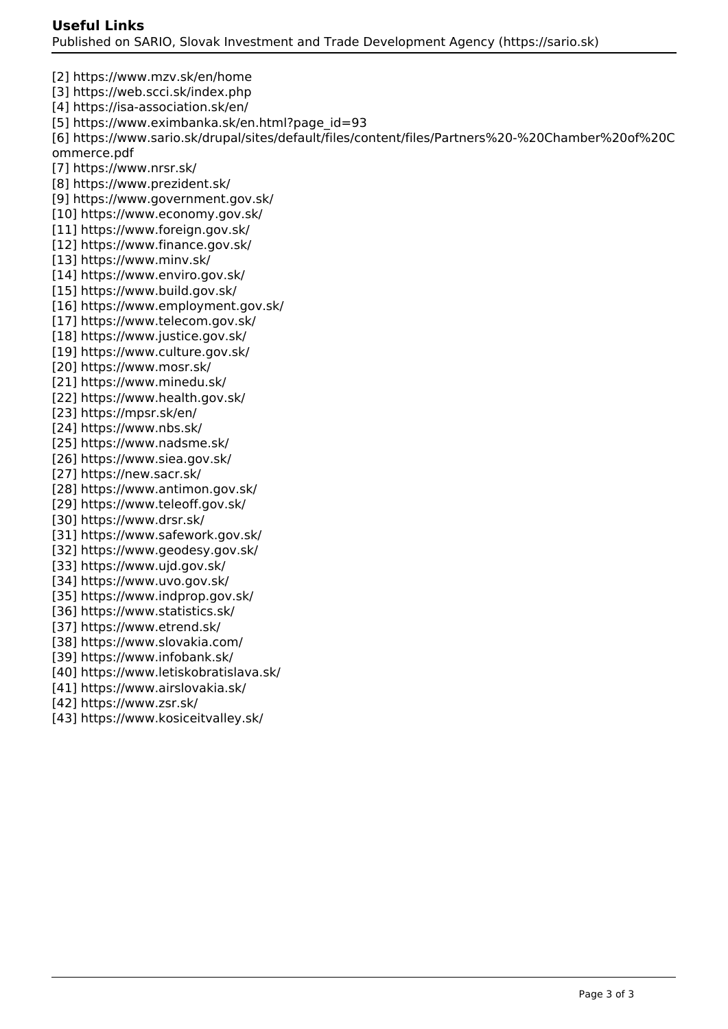[2] https://www.mzv.sk/en/home
[3] https://web.scci.sk/index.php
[4] https://isa-association.sk/en/
[5] https://www.eximbanka.sk/en.html?page_id=93
[6] https://www.sario.sk/drupal/sites/default/files/content/files/Partners%20-%20Chamber%20of%20Commerce.pdf
[7] https://www.nrsr.sk/
[8] https://www.prezident.sk/
[9] https://www.government.gov.sk/
[10] https://www.economy.gov.sk/
[11] https://www.foreign.gov.sk/
[12] https://www.finance.gov.sk/
[13] https://www.minv.sk/
[14] https://www.enviro.gov.sk/
[15] https://www.build.gov.sk/
[16] https://www.employment.gov.sk/
[17] https://www.telecom.gov.sk/
[18] https://www.justice.gov.sk/
[19] https://www.culture.gov.sk/
[20] https://www.mosr.sk/
[21] https://www.minedu.sk/
[22] https://www.health.gov.sk/
[23] https://mpsr.sk/en/
[24] https://www.nbs.sk/
[25] https://www.nadsme.sk/
[26] https://www.siea.gov.sk/
[27] https://new.sacr.sk/
[28] https://www.antimon.gov.sk/
[29] https://www.teleoff.gov.sk/
[30] https://www.drsr.sk/
[31] https://www.safework.gov.sk/
[32] https://www.geodesy.gov.sk/
[33] https://www.ujd.gov.sk/
[34] https://www.uvo.gov.sk/
[35] https://www.indprop.gov.sk/
[36] https://www.statistics.sk/
[37] https://www.etrend.sk/
[38] https://www.slovakia.com/
[39] https://www.infobank.sk/
[40] https://www.letiskobratislava.sk/
[41] https://www.airslovakia.sk/
[42] https://www.zsr.sk/
[43] https://www.kosiceitvalley.sk/